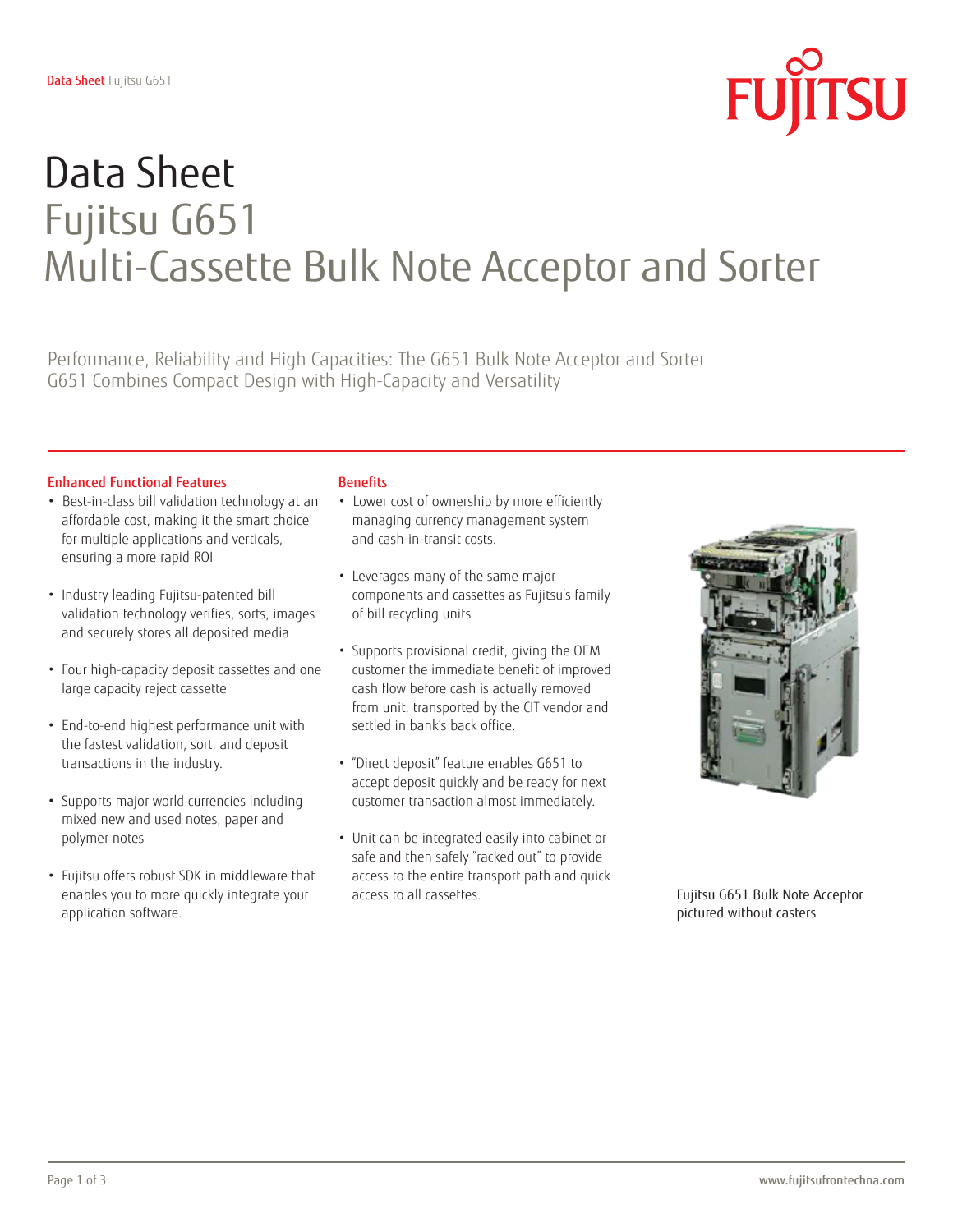# Data Sheet
# Fujitsu G651
# Multi-Cassette Bulk Note Acceptor and Sorter

Performance, Reliability and High Capacities: The G651 Bulk Note Acceptor and Sorter G651 Combines Compact Design with High-Capacity and Versatility

## Enhanced Functional Features

- Best-in-class bill validation technology at an affordable cost, making it the smart choice for multiple applications and verticals, ensuring a more rapid ROI
- Industry leading Fujitsu-patented bill validation technology verifies, sorts, images and securely stores all deposited media
- Four high-capacity deposit cassettes and one large capacity reject cassette
- End-to-end highest performance unit with the fastest validation, sort, and deposit transactions in the industry.
- Supports major world currencies including mixed new and used notes, paper and polymer notes
- Fujitsu offers robust SDK in middleware that enables you to more quickly integrate your application software.

## Benefits

- Lower cost of ownership by more efficiently managing currency management system and cash-in-transit costs.
- Leverages many of the same major components and cassettes as Fujitsu's family of bill recycling units
- Supports provisional credit, giving the OEM customer the immediate benefit of improved cash flow before cash is actually removed from unit, transported by the CIT vendor and settled in bank's back office.
- "Direct deposit" feature enables G651 to accept deposit quickly and be ready for next customer transaction almost immediately.
- Unit can be integrated easily into cabinet or safe and then safely "racked out" to provide access to the entire transport path and quick access to all cassettes.

Fujitsu G651 Bulk Note Acceptor pictured without casters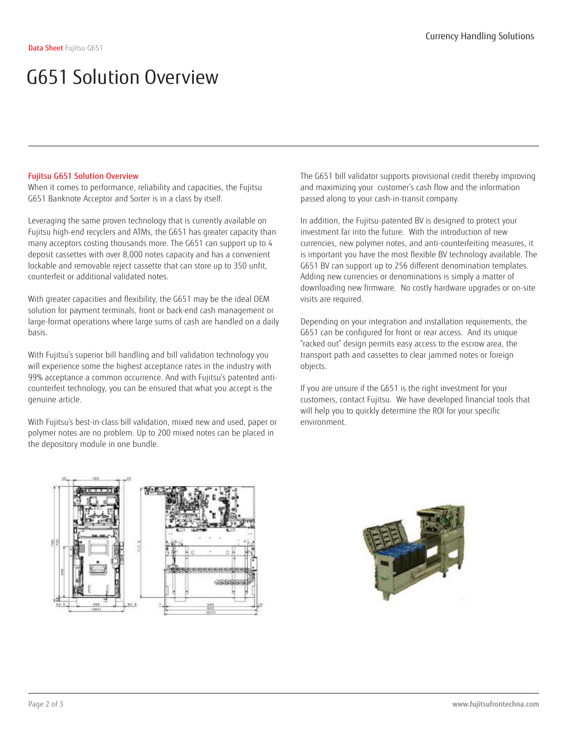# G651 Solution Overview

## Fujitsu G651 Solution Overview

When it comes to performance, reliability and capacities, the Fujitsu G651 Banknote Acceptor and Sorter is in a class by itself.

Leveraging the same proven technology that is currently available on Fujitsu high-end recyclers and ATMs, the G651 has greater capacity than many acceptors costing thousands more. The G651 can support up to 4 deposit cassettes with over 8,000 notes capacity and has a convenient lockable and removable reject cassette that can store up to 350 unfit, counterfeit or additional validated notes.

With greater capacities and flexibility, the G651 may be the ideal OEM solution for payment terminals, front or back-end cash management or large-format operations where large sums of cash are handled on a daily basis.

With Fujitsu's superior bill handling and bill validation technology you will experience some the highest acceptance rates in the industry with 99% acceptance a common occurrence. And with Fujitsu's patented anti-counterfeit technology, you can be ensured that what you accept is the genuine article.

With Fujitsu's best-in-class bill validation, mixed new and used, paper or polymer notes are no problem. Up to 200 mixed notes can be placed in the depository module in one bundle.

The G651 bill validator supports provisional credit thereby improving and maximizing your customer's cash flow and the information passed along to your cash-in-transit company.

In addition, the Fujitsu-patented BV is designed to protect your investment far into the future. With the introduction of new currencies, new polymer notes, and anti-counterfeiting measures, it is important you have the most flexible BV technology available. The G651 BV can support up to 256 different denomination templates. Adding new currencies or denominations is simply a matter of downloading new firmware. No costly hardware upgrades or on-site visits are required.

Depending on your integration and installation requirements, the G651 can be configured for front or rear access. And its unique "racked out" design permits easy access to the escrow area, the transport path and cassettes to clear jammed notes or foreign objects.

If you are unsure if the G651 is the right investment for your customers, contact Fujitsu. We have developed financial tools that will help you to quickly determine the ROI for your specific environment.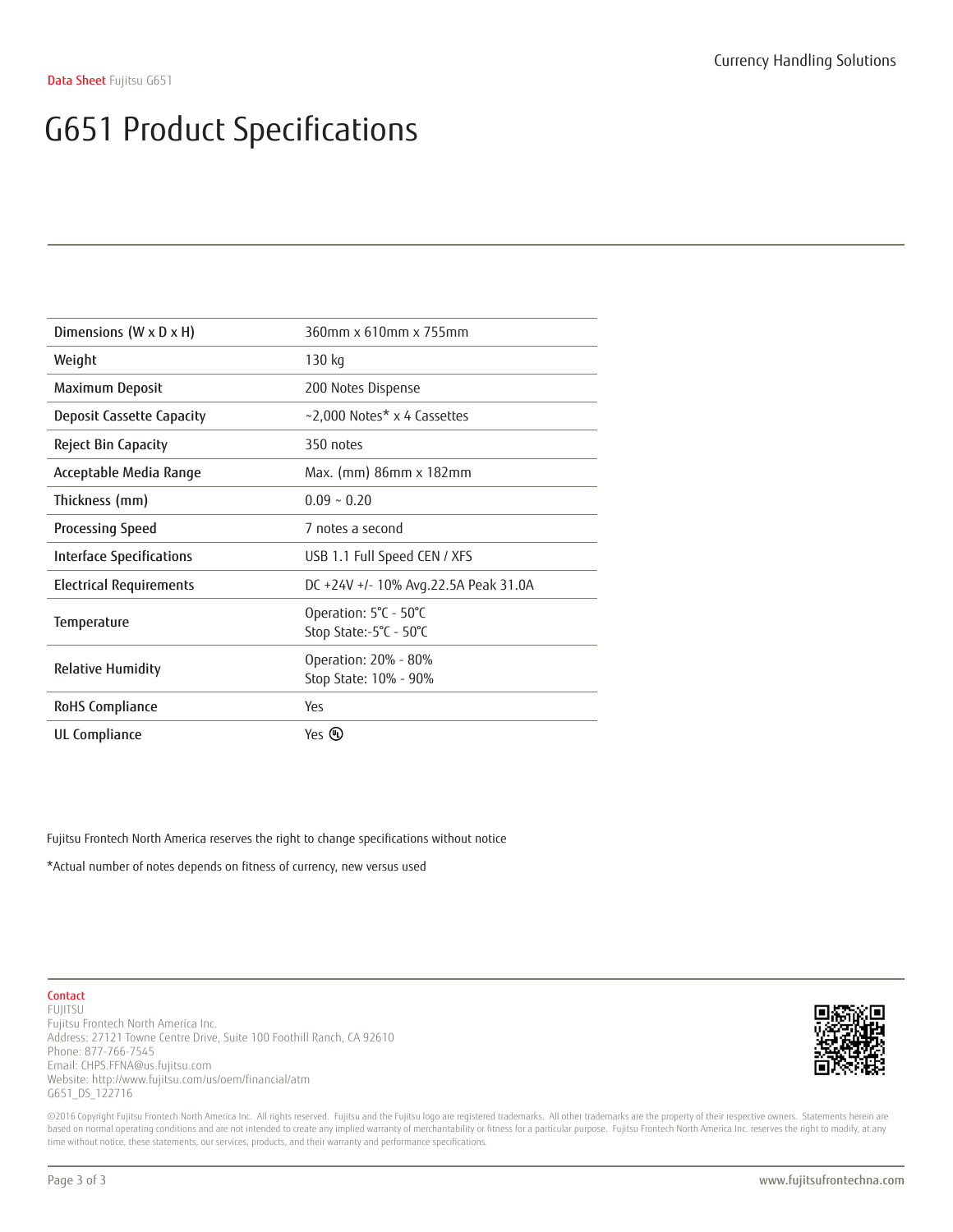# G651 Product Specifications

| | |
|---|---|
| **Dimensions (W x D x H)** | 360mm x 610mm x 755mm |
| **Weight** | 130 kg |
| **Maximum Deposit** | 200 Notes Dispense |
| **Deposit Cassette Capacity** | ~2,000 Notes* x 4 Cassettes |
| **Reject Bin Capacity** | 350 notes |
| **Acceptable Media Range** | Max. (mm) 86mm x 182mm |
| **Thickness (mm)** | 0.09 ~ 0.20 |
| **Processing Speed** | 7 notes a second |
| **Interface Specifications** | USB 1.1 Full Speed CEN / XFS |
| **Electrical Requirements** | DC +24V +/- 10% Avg.22.5A Peak 31.0A |
| **Temperature** | Operation: 5°C - 50°C<br>Stop State:-5°C - 50°C |
| **Relative Humidity** | Operation: 20% - 80%<br>Stop State: 10% - 90% |
| **RoHS Compliance** | Yes |
| **UL Compliance** | Yes |

Fujitsu Frontech North America reserves the right to change specifications without notice

*Actual number of notes depends on fitness of currency, new versus used

**Contact**
FUJITSU
Fujitsu Frontech North America Inc.
Address: 27121 Towne Centre Drive, Suite 100 Foothill Ranch, CA 92610
Phone: 877-766-7545
Email: CHPS.FFNA@us.fujitsu.com
Website: http://www.fujitsu.com/us/oem/financial/atm
G651_DS_122716

©2016 Copyright Fujitsu Frontech North America Inc. All rights reserved. Fujitsu and the Fujitsu logo are registered trademarks. All other trademarks are the property of their respective owners. Statements herein are based on normal operating conditions and are not intended to create any implied warranty of merchantability or fitness for a particular purpose. Fujitsu Frontech North America Inc. reserves the right to modify, at any time without notice, these statements, our services, products, and their warranty and performance specifications.